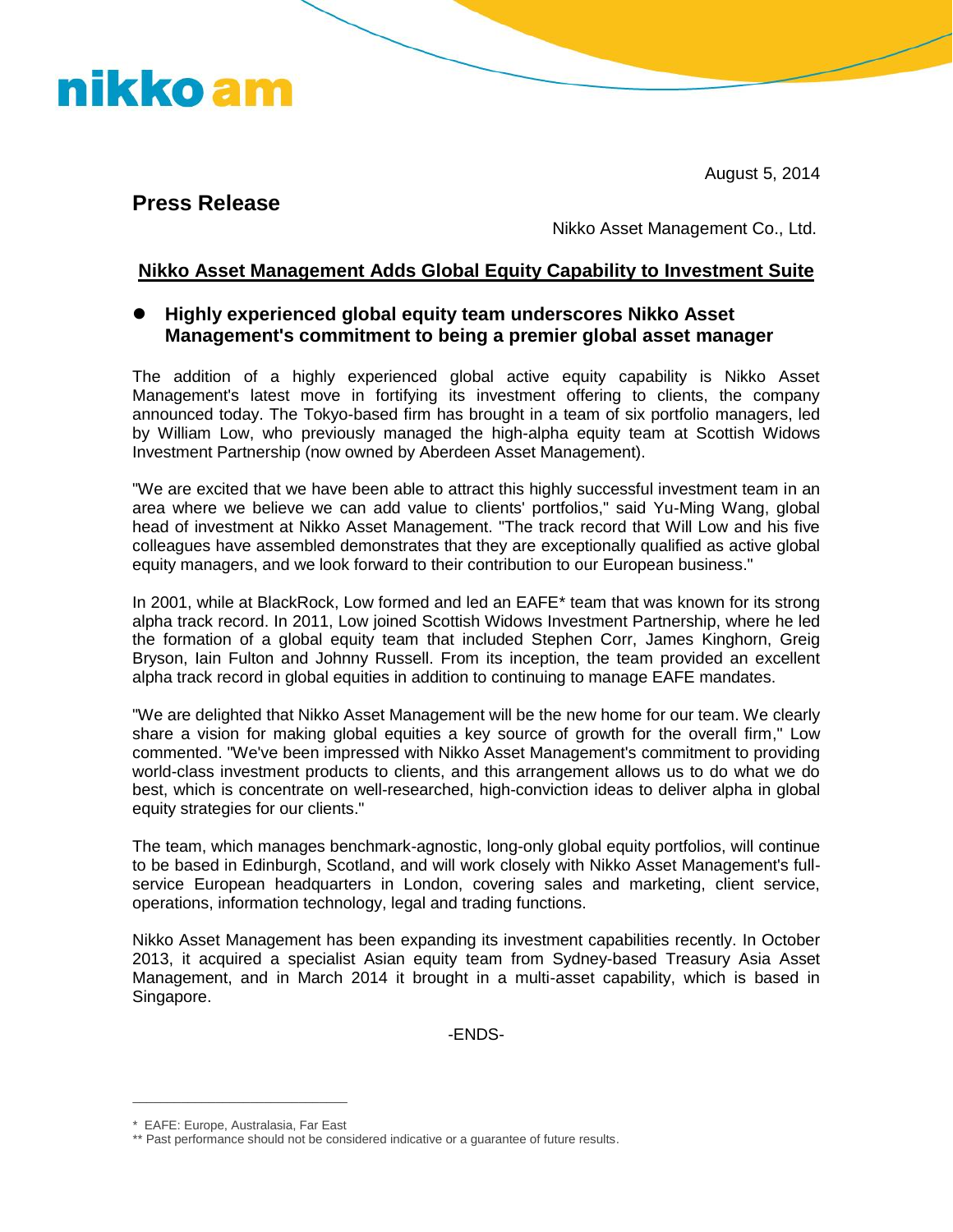nikko am

August 5, 2014

# Press Release

Nikko Asset Management Co., Ltd.

## Nikko Asset Management Adds Global Equity Capability to Investment Suite

- **Highly experienced global equity team underscores Nikko Asset Management's commitment to being a premier global asset manager**

The addition of a highly experienced global active equity capability is Nikko Asset Management's latest move in fortifying its investment offering to clients, the company announced today. The Tokyo-based firm has brought in a team of six portfolio managers, led by William Low, who previously managed the high-alpha equity team at Scottish Widows Investment Partnership (now owned by Aberdeen Asset Management).

"We are excited that we have been able to attract this highly successful investment team in an area where we believe we can add value to clients' portfolios," said Yu-Ming Wang, global head of investment at Nikko Asset Management. "The track record that Will Low and his five colleagues have assembled demonstrates that they are exceptionally qualified as active global equity managers, and we look forward to their contribution to our European business."

In 2001, while at BlackRock, Low formed and led an EAFE* team that was known for its strong alpha track record. In 2011, Low joined Scottish Widows Investment Partnership, where he led the formation of a global equity team that included Stephen Corr, James Kinghorn, Greig Bryson, Iain Fulton and Johnny Russell. From its inception, the team provided an excellent alpha track record in global equities in addition to continuing to manage EAFE mandates.

"We are delighted that Nikko Asset Management will be the new home for our team. We clearly share a vision for making global equities a key source of growth for the overall firm," Low commented. "We've been impressed with Nikko Asset Management's commitment to providing world-class investment products to clients, and this arrangement allows us to do what we do best, which is concentrate on well-researched, high-conviction ideas to deliver alpha in global equity strategies for our clients."

The team, which manages benchmark-agnostic, long-only global equity portfolios, will continue to be based in Edinburgh, Scotland, and will work closely with Nikko Asset Management's full-service European headquarters in London, covering sales and marketing, client service, operations, information technology, legal and trading functions.

Nikko Asset Management has been expanding its investment capabilities recently. In October 2013, it acquired a specialist Asian equity team from Sydney-based Treasury Asia Asset Management, and in March 2014 it brought in a multi-asset capability, which is based in Singapore.

-ENDS-

---

\* EAFE: Europe, Australasia, Far East

** Past performance should not be considered indicative or a guarantee of future results.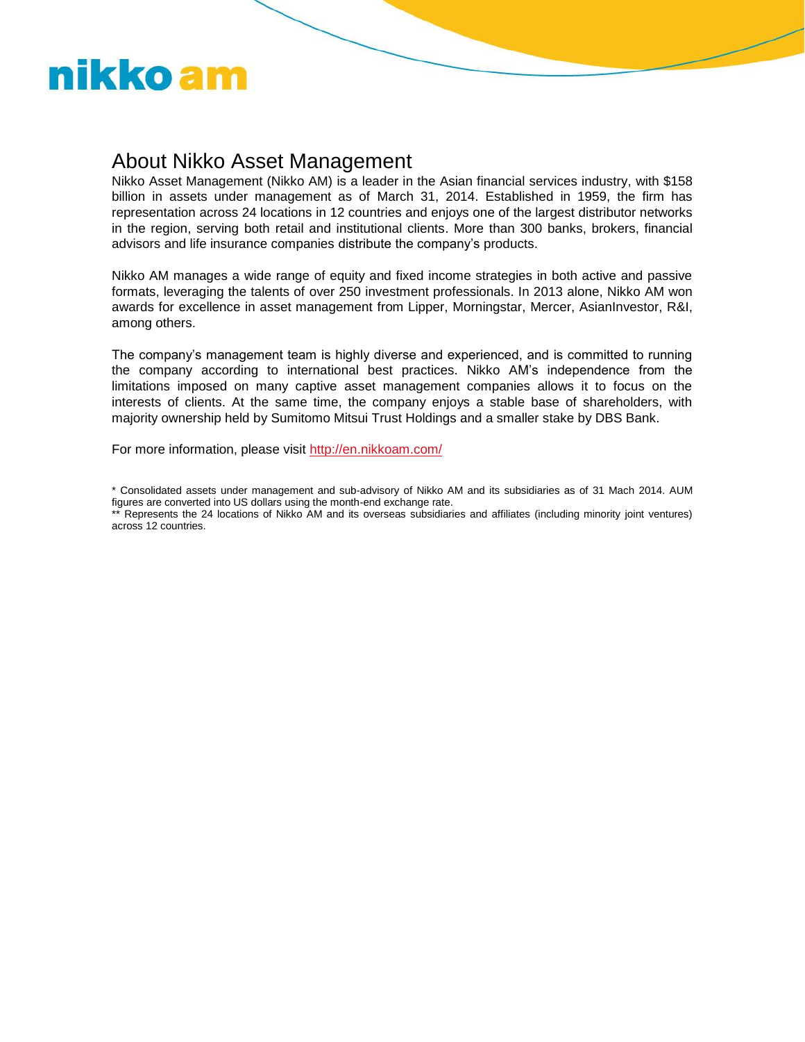# About Nikko Asset Management

Nikko Asset Management (Nikko AM) is a leader in the Asian financial services industry, with $158 billion in assets under management as of March 31, 2014. Established in 1959, the firm has representation across 24 locations in 12 countries and enjoys one of the largest distributor networks in the region, serving both retail and institutional clients. More than 300 banks, brokers, financial advisors and life insurance companies distribute the company's products.

Nikko AM manages a wide range of equity and fixed income strategies in both active and passive formats, leveraging the talents of over 250 investment professionals. In 2013 alone, Nikko AM won awards for excellence in asset management from Lipper, Morningstar, Mercer, AsianInvestor, R&I, among others.

The company's management team is highly diverse and experienced, and is committed to running the company according to international best practices. Nikko AM's independence from the limitations imposed on many captive asset management companies allows it to focus on the interests of clients. At the same time, the company enjoys a stable base of shareholders, with majority ownership held by Sumitomo Mitsui Trust Holdings and a smaller stake by DBS Bank.

For more information, please visit http://en.nikkoam.com/

* Consolidated assets under management and sub-advisory of Nikko AM and its subsidiaries as of 31 Mach 2014. AUM figures are converted into US dollars using the month-end exchange rate.
** Represents the 24 locations of Nikko AM and its overseas subsidiaries and affiliates (including minority joint ventures) across 12 countries.